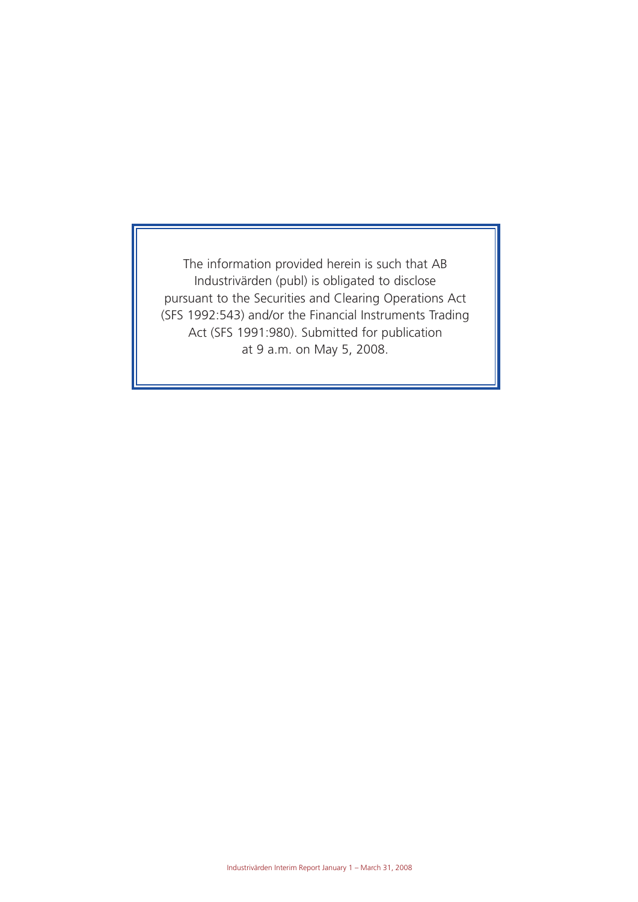The information provided herein is such that AB Industrivärden (publ) is obligated to disclose pursuant to the Securities and Clearing Operations Act (SFS 1992:543) and/or the Financial Instruments Trading Act (SFS 1991:980). Submitted for publication at 9 a.m. on May 5, 2008.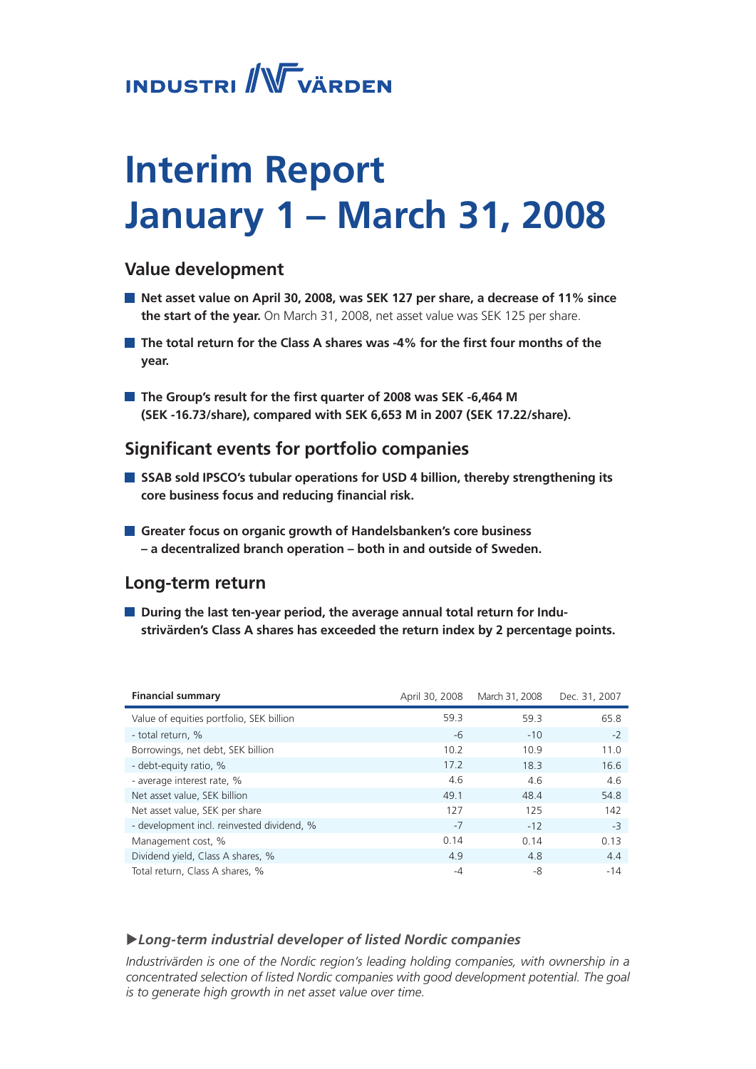INDUSTRI VÄRDEN

# Interim Report January 1 – March 31, 2008

## Value development

- **Net asset value on April 30, 2008, was SEK 127 per share, a decrease of 11% since the start of the year.** On March 31, 2008, net asset value was SEK 125 per share.
- **The total return for the Class A shares was -4% for the first four months of the year.**
- **The Group's result for the first quarter of 2008 was SEK -6,464 M (SEK -16.73/share), compared with SEK 6,653 M in 2007 (SEK 17.22/share).**

## Significant events for portfolio companies

- **SSAB sold IPSCO's tubular operations for USD 4 billion, thereby strengthening its core business focus and reducing financial risk.**
- **Greater focus on organic growth of Handelsbanken's core business – a decentralized branch operation – both in and outside of Sweden.**

## Long-term return

- **During the last ten-year period, the average annual total return for Industrivärden's Class A shares has exceeded the return index by 2 percentage points.**

| Financial summary | April 30, 2008 | March 31, 2008 | Dec. 31, 2007 |
|---|---|---|---|
| Value of equities portfolio, SEK billion | 59.3 | 59.3 | 65.8 |
| - total return, % | -6 | -10 | -2 |
| Borrowings, net debt, SEK billion | 10.2 | 10.9 | 11.0 |
| - debt-equity ratio, % | 17.2 | 18.3 | 16.6 |
| - average interest rate, % | 4.6 | 4.6 | 4.6 |
| Net asset value, SEK billion | 49.1 | 48.4 | 54.8 |
| Net asset value, SEK per share | 127 | 125 | 142 |
| - development incl. reinvested dividend, % | -7 | -12 | -3 |
| Management cost, % | 0.14 | 0.14 | 0.13 |
| Dividend yield, Class A shares, % | 4.9 | 4.8 | 4.4 |
| Total return, Class A shares, % | -4 | -8 | -14 |

▶*Long-term industrial developer of listed Nordic companies*

*Industrivärden is one of the Nordic region's leading holding companies, with ownership in a concentrated selection of listed Nordic companies with good development potential. The goal is to generate high growth in net asset value over time.*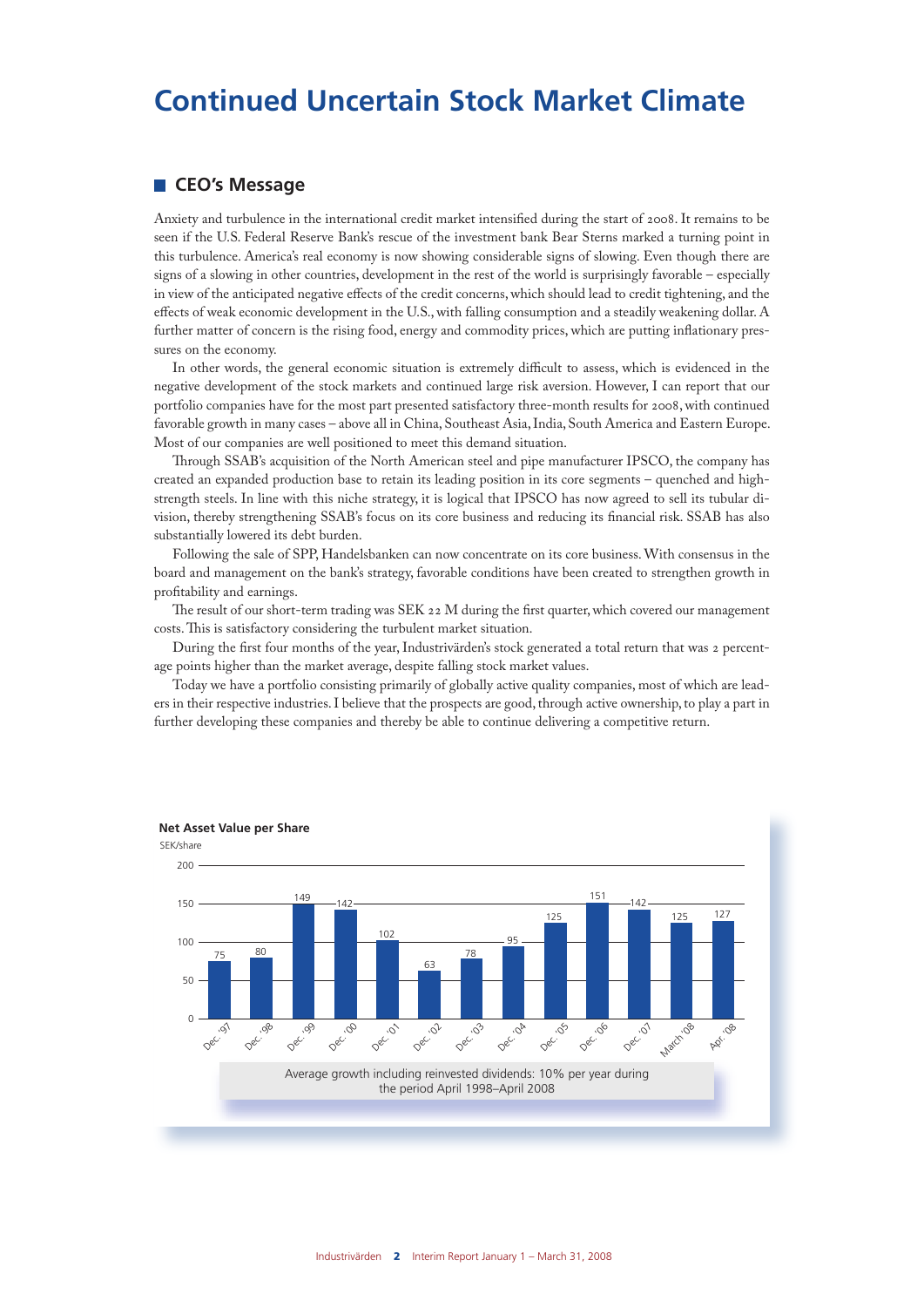# Continued Uncertain Stock Market Climate

## CEO's Message

Anxiety and turbulence in the international credit market intensified during the start of 2008. It remains to be seen if the U.S. Federal Reserve Bank's rescue of the investment bank Bear Sterns marked a turning point in this turbulence. America's real economy is now showing considerable signs of slowing. Even though there are signs of a slowing in other countries, development in the rest of the world is surprisingly favorable – especially in view of the anticipated negative effects of the credit concerns, which should lead to credit tightening, and the effects of weak economic development in the U.S., with falling consumption and a steadily weakening dollar. A further matter of concern is the rising food, energy and commodity prices, which are putting inflationary pressures on the economy.

In other words, the general economic situation is extremely difficult to assess, which is evidenced in the negative development of the stock markets and continued large risk aversion. However, I can report that our portfolio companies have for the most part presented satisfactory three-month results for 2008, with continued favorable growth in many cases – above all in China, Southeast Asia, India, South America and Eastern Europe. Most of our companies are well positioned to meet this demand situation.

Through SSAB's acquisition of the North American steel and pipe manufacturer IPSCO, the company has created an expanded production base to retain its leading position in its core segments – quenched and high-strength steels. In line with this niche strategy, it is logical that IPSCO has now agreed to sell its tubular division, thereby strengthening SSAB's focus on its core business and reducing its financial risk. SSAB has also substantially lowered its debt burden.

Following the sale of SPP, Handelsbanken can now concentrate on its core business. With consensus in the board and management on the bank's strategy, favorable conditions have been created to strengthen growth in profitability and earnings.

The result of our short-term trading was SEK 22 M during the first quarter, which covered our management costs. This is satisfactory considering the turbulent market situation.

During the first four months of the year, Industrivärden's stock generated a total return that was 2 percentage points higher than the market average, despite falling stock market values.

Today we have a portfolio consisting primarily of globally active quality companies, most of which are leaders in their respective industries. I believe that the prospects are good, through active ownership, to play a part in further developing these companies and thereby be able to continue delivering a competitive return.

**Net Asset Value per Share**

SEK/share

| Date | Net asset value per share (SEK) |
|---|---|
| Dec. '97 | 75 |
| Dec. '98 | 80 |
| Dec. '99 | 149 |
| Dec. '00 | 142 |
| Dec. '01 | 102 |
| Dec. '02 | 63 |
| Dec. '03 | 78 |
| Dec. '04 | 95 |
| Dec. '05 | 125 |
| Dec. '06 | 151 |
| Dec. '07 | 142 |
| March '08 | 125 |
| Apr. '08 | 127 |

Average growth including reinvested dividends: 10% per year during the period April 1998–April 2008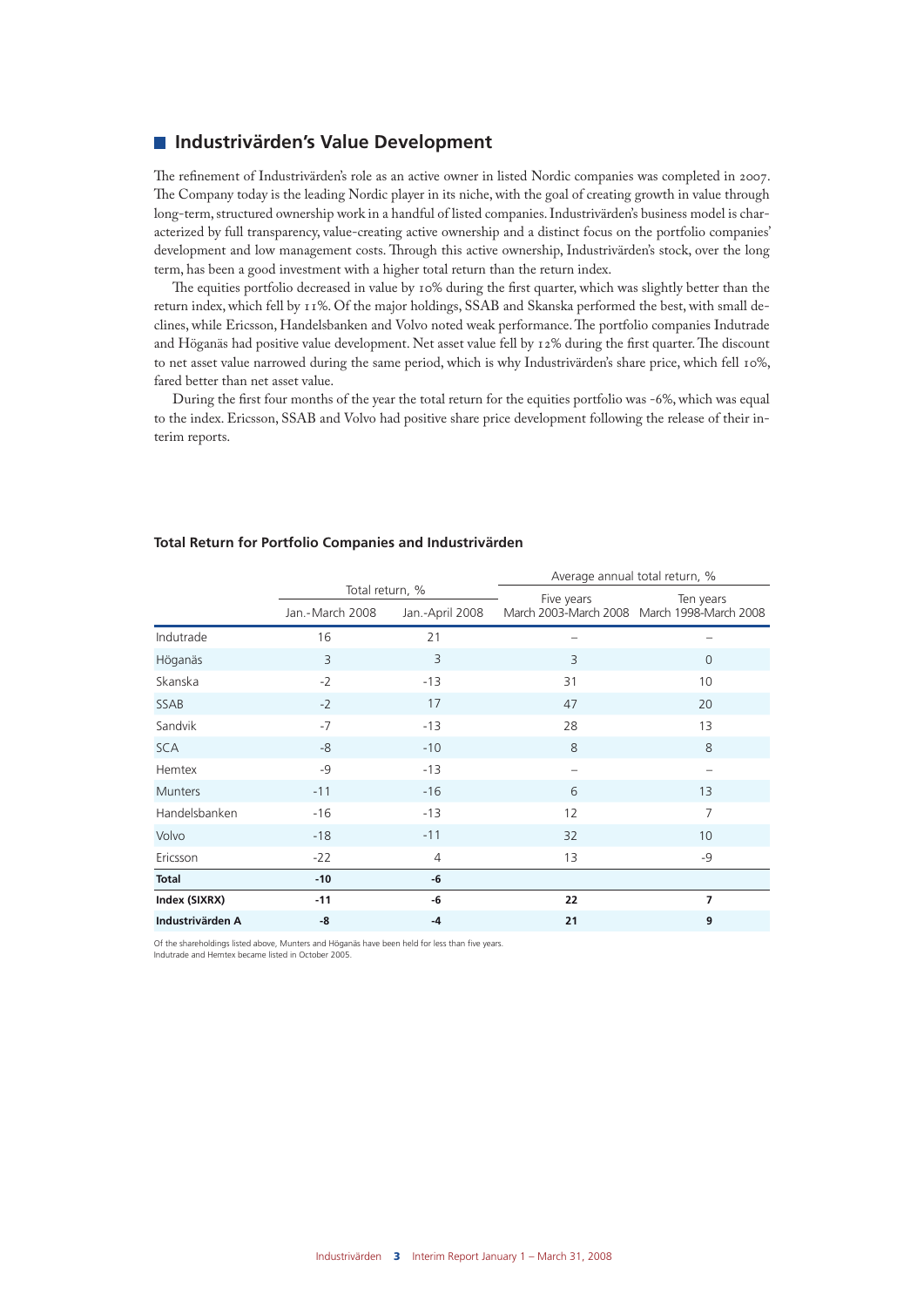## Industrivärden's Value Development

The refinement of Industrivärden's role as an active owner in listed Nordic companies was completed in 2007. The Company today is the leading Nordic player in its niche, with the goal of creating growth in value through long-term, structured ownership work in a handful of listed companies. Industrivärden's business model is characterized by full transparency, value-creating active ownership and a distinct focus on the portfolio companies' development and low management costs. Through this active ownership, Industrivärden's stock, over the long term, has been a good investment with a higher total return than the return index.

The equities portfolio decreased in value by 10% during the first quarter, which was slightly better than the return index, which fell by 11%. Of the major holdings, SSAB and Skanska performed the best, with small declines, while Ericsson, Handelsbanken and Volvo noted weak performance. The portfolio companies Indutrade and Höganäs had positive value development. Net asset value fell by 12% during the first quarter. The discount to net asset value narrowed during the same period, which is why Industrivärden's share price, which fell 10%, fared better than net asset value.

During the first four months of the year the total return for the equities portfolio was -6%, which was equal to the index. Ericsson, SSAB and Volvo had positive share price development following the release of their interim reports.

### Total Return for Portfolio Companies and Industrivärden

| | Total return, % | | Average annual total return, % | |
|---|---|---|---|---|
| | Jan.-March 2008 | Jan.-April 2008 | Five years March 2003-March 2008 | Ten years March 1998-March 2008 |
| Indutrade | 16 | 21 | – | – |
| Höganäs | 3 | 3 | 3 | 0 |
| Skanska | -2 | -13 | 31 | 10 |
| SSAB | -2 | 17 | 47 | 20 |
| Sandvik | -7 | -13 | 28 | 13 |
| SCA | -8 | -10 | 8 | 8 |
| Hemtex | -9 | -13 | – | – |
| Munters | -11 | -16 | 6 | 13 |
| Handelsbanken | -16 | -13 | 12 | 7 |
| Volvo | -18 | -11 | 32 | 10 |
| Ericsson | -22 | 4 | 13 | -9 |
| **Total** | **-10** | **-6** | | |
| **Index (SIXRX)** | **-11** | **-6** | **22** | **7** |
| **Industrivärden A** | **-8** | **-4** | **21** | **9** |

Of the shareholdings listed above, Munters and Höganäs have been held for less than five years.
Indutrade and Hemtex became listed in October 2005.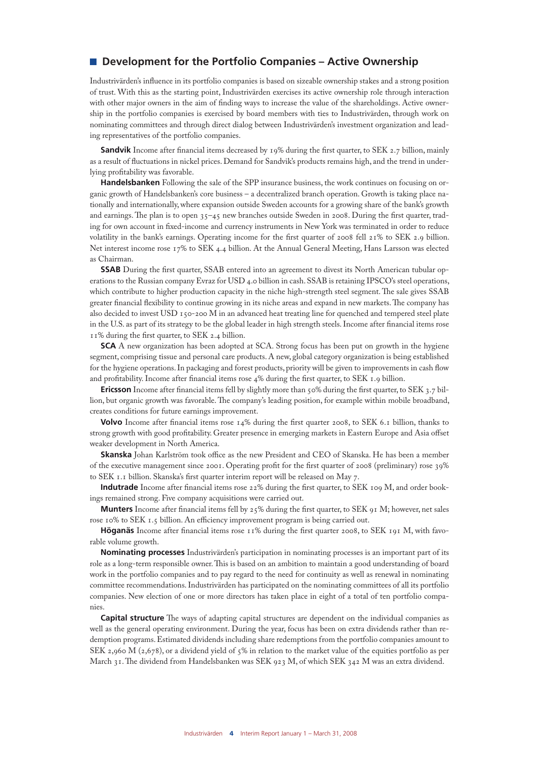## Development for the Portfolio Companies – Active Ownership

Industrivärden's influence in its portfolio companies is based on sizeable ownership stakes and a strong position of trust. With this as the starting point, Industrivärden exercises its active ownership role through interaction with other major owners in the aim of finding ways to increase the value of the shareholdings. Active ownership in the portfolio companies is exercised by board members with ties to Industrivärden, through work on nominating committees and through direct dialog between Industrivärden's investment organization and leading representatives of the portfolio companies.

**Sandvik** Income after financial items decreased by 19% during the first quarter, to SEK 2.7 billion, mainly as a result of fluctuations in nickel prices. Demand for Sandvik's products remains high, and the trend in underlying profitability was favorable.

**Handelsbanken** Following the sale of the SPP insurance business, the work continues on focusing on organic growth of Handelsbanken's core business – a decentralized branch operation. Growth is taking place nationally and internationally, where expansion outside Sweden accounts for a growing share of the bank's growth and earnings. The plan is to open 35–45 new branches outside Sweden in 2008. During the first quarter, trading for own account in fixed-income and currency instruments in New York was terminated in order to reduce volatility in the bank's earnings. Operating income for the first quarter of 2008 fell 21% to SEK 2.9 billion. Net interest income rose 17% to SEK 4.4 billion. At the Annual General Meeting, Hans Larsson was elected as Chairman.

**SSAB** During the first quarter, SSAB entered into an agreement to divest its North American tubular operations to the Russian company Evraz for USD 4.0 billion in cash. SSAB is retaining IPSCO's steel operations, which contribute to higher production capacity in the niche high-strength steel segment. The sale gives SSAB greater financial flexibility to continue growing in its niche areas and expand in new markets. The company has also decided to invest USD 150-200 M in an advanced heat treating line for quenched and tempered steel plate in the U.S. as part of its strategy to be the global leader in high strength steels. Income after financial items rose 11% during the first quarter, to SEK 2.4 billion.

**SCA** A new organization has been adopted at SCA. Strong focus has been put on growth in the hygiene segment, comprising tissue and personal care products. A new, global category organization is being established for the hygiene operations. In packaging and forest products, priority will be given to improvements in cash flow and profitability. Income after financial items rose 4% during the first quarter, to SEK 1.9 billion.

**Ericsson** Income after financial items fell by slightly more than 50% during the first quarter, to SEK 3.7 billion, but organic growth was favorable. The company's leading position, for example within mobile broadband, creates conditions for future earnings improvement.

**Volvo** Income after financial items rose 14% during the first quarter 2008, to SEK 6.1 billion, thanks to strong growth with good profitability. Greater presence in emerging markets in Eastern Europe and Asia offset weaker development in North America.

**Skanska** Johan Karlström took office as the new President and CEO of Skanska. He has been a member of the executive management since 2001. Operating profit for the first quarter of 2008 (preliminary) rose 39% to SEK 1.1 billion. Skanska's first quarter interim report will be released on May 7.

**Indutrade** Income after financial items rose 22% during the first quarter, to SEK 109 M, and order bookings remained strong. Five company acquisitions were carried out.

**Munters** Income after financial items fell by 25% during the first quarter, to SEK 91 M; however, net sales rose 10% to SEK 1.5 billion. An efficiency improvement program is being carried out.

**Höganäs** Income after financial items rose 11% during the first quarter 2008, to SEK 191 M, with favorable volume growth.

**Nominating processes** Industrivärden's participation in nominating processes is an important part of its role as a long-term responsible owner. This is based on an ambition to maintain a good understanding of board work in the portfolio companies and to pay regard to the need for continuity as well as renewal in nominating committee recommendations. Industrivärden has participated on the nominating committees of all its portfolio companies. New election of one or more directors has taken place in eight of a total of ten portfolio companies.

**Capital structure** The ways of adapting capital structures are dependent on the individual companies as well as the general operating environment. During the year, focus has been on extra dividends rather than redemption programs. Estimated dividends including share redemptions from the portfolio companies amount to SEK 2,960 M (2,678), or a dividend yield of 5% in relation to the market value of the equities portfolio as per March 31. The dividend from Handelsbanken was SEK 923 M, of which SEK 342 M was an extra dividend.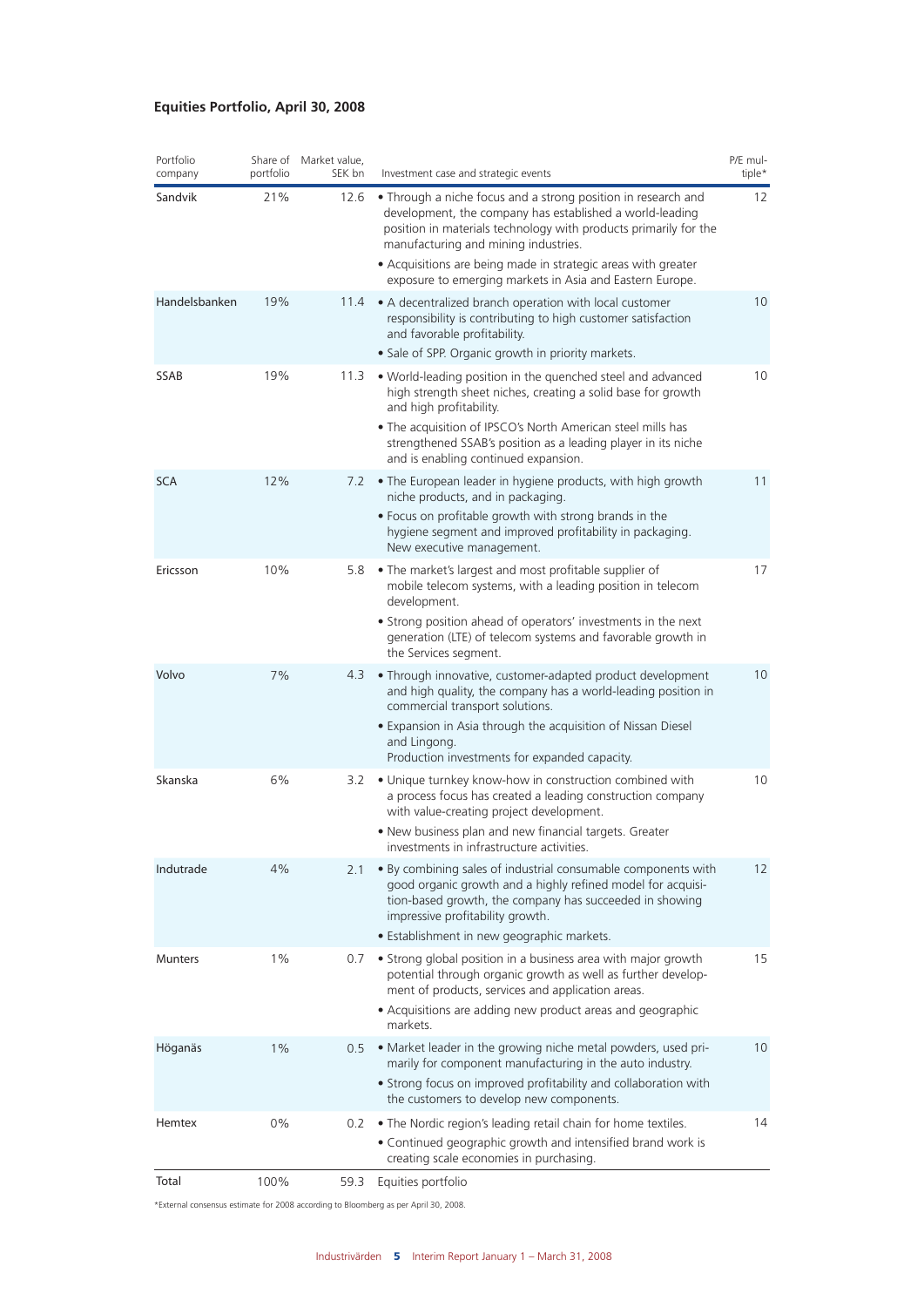## Equities Portfolio, April 30, 2008

| Portfolio company | Share of portfolio | Market value, SEK bn | Investment case and strategic events | P/E multiple* |
|---|---|---|---|---|
| Sandvik | 21% | 12.6 | • Through a niche focus and a strong position in research and development, the company has established a world-leading position in materials technology with products primarily for the manufacturing and mining industries.<br>• Acquisitions are being made in strategic areas with greater exposure to emerging markets in Asia and Eastern Europe. | 12 |
| Handelsbanken | 19% | 11.4 | • A decentralized branch operation with local customer responsibility is contributing to high customer satisfaction and favorable profitability.<br>• Sale of SPP. Organic growth in priority markets. | 10 |
| SSAB | 19% | 11.3 | • World-leading position in the quenched steel and advanced high strength sheet niches, creating a solid base for growth and high profitability.<br>• The acquisition of IPSCO's North American steel mills has strengthened SSAB's position as a leading player in its niche and is enabling continued expansion. | 10 |
| SCA | 12% | 7.2 | • The European leader in hygiene products, with high growth niche products, and in packaging.<br>• Focus on profitable growth with strong brands in the hygiene segment and improved profitability in packaging. New executive management. | 11 |
| Ericsson | 10% | 5.8 | • The market's largest and most profitable supplier of mobile telecom systems, with a leading position in telecom development.<br>• Strong position ahead of operators' investments in the next generation (LTE) of telecom systems and favorable growth in the Services segment. | 17 |
| Volvo | 7% | 4.3 | • Through innovative, customer-adapted product development and high quality, the company has a world-leading position in commercial transport solutions.<br>• Expansion in Asia through the acquisition of Nissan Diesel and Lingong. Production investments for expanded capacity. | 10 |
| Skanska | 6% | 3.2 | • Unique turnkey know-how in construction combined with a process focus has created a leading construction company with value-creating project development.<br>• New business plan and new financial targets. Greater investments in infrastructure activities. | 10 |
| Indutrade | 4% | 2.1 | • By combining sales of industrial consumable components with good organic growth and a highly refined model for acquisition-based growth, the company has succeeded in showing impressive profitability growth.<br>• Establishment in new geographic markets. | 12 |
| Munters | 1% | 0.7 | • Strong global position in a business area with major growth potential through organic growth as well as further development of products, services and application areas.<br>• Acquisitions are adding new product areas and geographic markets. | 15 |
| Höganäs | 1% | 0.5 | • Market leader in the growing niche metal powders, used primarily for component manufacturing in the auto industry.<br>• Strong focus on improved profitability and collaboration with the customers to develop new components. | 10 |
| Hemtex | 0% | 0.2 | • The Nordic region's leading retail chain for home textiles.<br>• Continued geographic growth and intensified brand work is creating scale economies in purchasing. | 14 |
| Total | 100% | 59.3 | Equities portfolio | |

*External consensus estimate for 2008 according to Bloomberg as per April 30, 2008.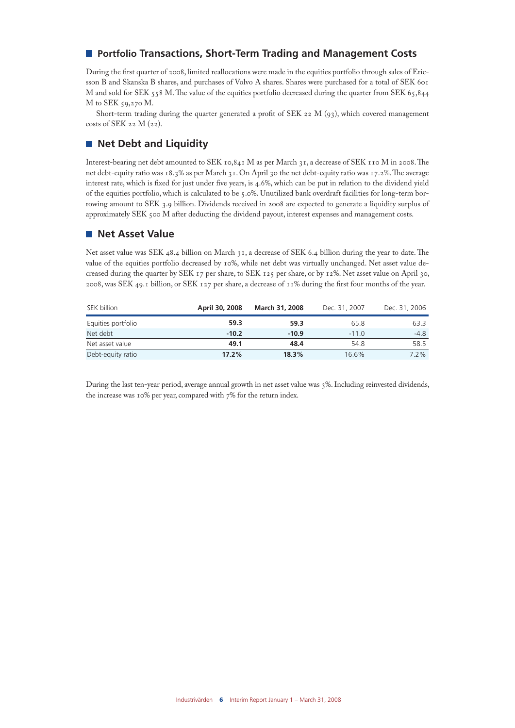## Portfolio Transactions, Short-Term Trading and Management Costs

During the first quarter of 2008, limited reallocations were made in the equities portfolio through sales of Ericsson B and Skanska B shares, and purchases of Volvo A shares. Shares were purchased for a total of SEK 601 M and sold for SEK 558 M. The value of the equities portfolio decreased during the quarter from SEK 65,844 M to SEK 59,270 M.

Short-term trading during the quarter generated a profit of SEK 22 M (93), which covered management costs of SEK 22 M (22).

## Net Debt and Liquidity

Interest-bearing net debt amounted to SEK 10,841 M as per March 31, a decrease of SEK 110 M in 2008. The net debt-equity ratio was 18.3% as per March 31. On April 30 the net debt-equity ratio was 17.2%. The average interest rate, which is fixed for just under five years, is 4.6%, which can be put in relation to the dividend yield of the equities portfolio, which is calculated to be 5.0%. Unutilized bank overdraft facilities for long-term borrowing amount to SEK 3.9 billion. Dividends received in 2008 are expected to generate a liquidity surplus of approximately SEK 500 M after deducting the dividend payout, interest expenses and management costs.

## Net Asset Value

Net asset value was SEK 48.4 billion on March 31, a decrease of SEK 6.4 billion during the year to date. The value of the equities portfolio decreased by 10%, while net debt was virtually unchanged. Net asset value decreased during the quarter by SEK 17 per share, to SEK 125 per share, or by 12%. Net asset value on April 30, 2008, was SEK 49.1 billion, or SEK 127 per share, a decrease of 11% during the first four months of the year.

| SEK billion | April 30, 2008 | March 31, 2008 | Dec. 31, 2007 | Dec. 31, 2006 |
|---|---|---|---|---|
| Equities portfolio | **59.3** | **59.3** | 65.8 | 63.3 |
| Net debt | **-10.2** | **-10.9** | -11.0 | -4.8 |
| Net asset value | **49.1** | **48.4** | 54.8 | 58.5 |
| Debt-equity ratio | **17.2%** | **18.3%** | 16.6% | 7.2% |

During the last ten-year period, average annual growth in net asset value was 3%. Including reinvested dividends, the increase was 10% per year, compared with 7% for the return index.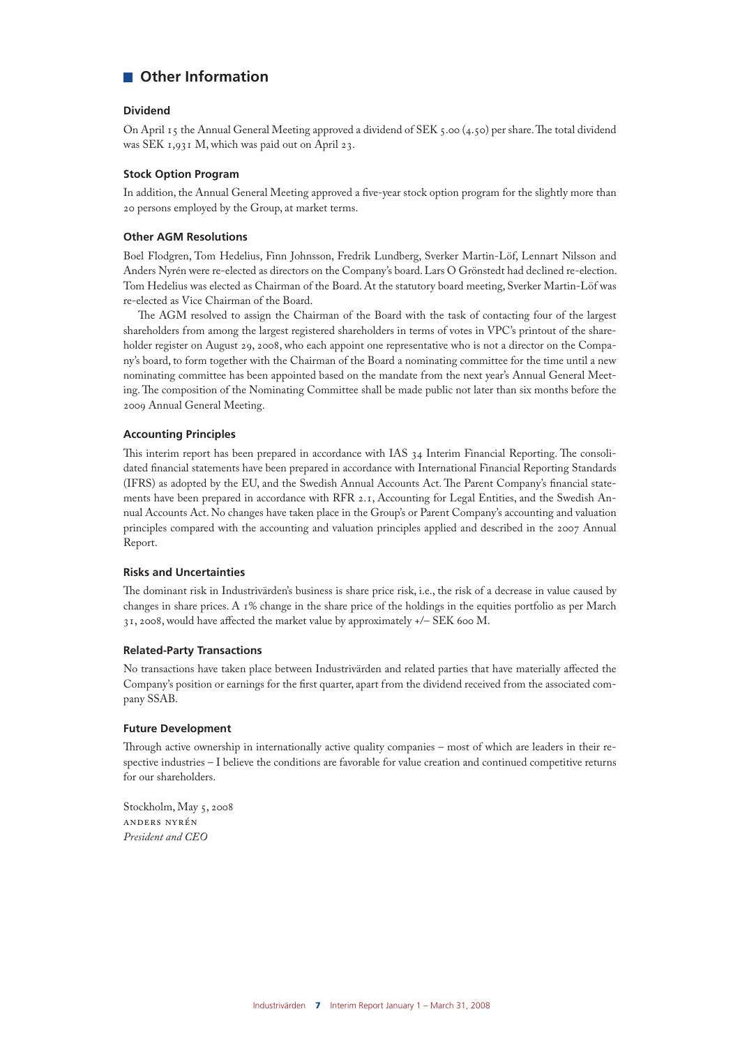## Other Information

### Dividend

On April 15 the Annual General Meeting approved a dividend of SEK 5.00 (4.50) per share. The total dividend was SEK 1,931 M, which was paid out on April 23.

### Stock Option Program

In addition, the Annual General Meeting approved a five-year stock option program for the slightly more than 20 persons employed by the Group, at market terms.

### Other AGM Resolutions

Boel Flodgren, Tom Hedelius, Finn Johnsson, Fredrik Lundberg, Sverker Martin-Löf, Lennart Nilsson and Anders Nyrén were re-elected as directors on the Company's board. Lars O Grönstedt had declined re-election. Tom Hedelius was elected as Chairman of the Board. At the statutory board meeting, Sverker Martin-Löf was re-elected as Vice Chairman of the Board.

The AGM resolved to assign the Chairman of the Board with the task of contacting four of the largest shareholders from among the largest registered shareholders in terms of votes in VPC's printout of the shareholder register on August 29, 2008, who each appoint one representative who is not a director on the Company's board, to form together with the Chairman of the Board a nominating committee for the time until a new nominating committee has been appointed based on the mandate from the next year's Annual General Meeting. The composition of the Nominating Committee shall be made public not later than six months before the 2009 Annual General Meeting.

### Accounting Principles

This interim report has been prepared in accordance with IAS 34 Interim Financial Reporting. The consolidated financial statements have been prepared in accordance with International Financial Reporting Standards (IFRS) as adopted by the EU, and the Swedish Annual Accounts Act. The Parent Company's financial statements have been prepared in accordance with RFR 2.1, Accounting for Legal Entities, and the Swedish Annual Accounts Act. No changes have taken place in the Group's or Parent Company's accounting and valuation principles compared with the accounting and valuation principles applied and described in the 2007 Annual Report.

### Risks and Uncertainties

The dominant risk in Industrivärden's business is share price risk, i.e., the risk of a decrease in value caused by changes in share prices. A 1% change in the share price of the holdings in the equities portfolio as per March 31, 2008, would have affected the market value by approximately +/– SEK 600 M.

### Related-Party Transactions

No transactions have taken place between Industrivärden and related parties that have materially affected the Company's position or earnings for the first quarter, apart from the dividend received from the associated company SSAB.

### Future Development

Through active ownership in internationally active quality companies – most of which are leaders in their respective industries – I believe the conditions are favorable for value creation and continued competitive returns for our shareholders.

Stockholm, May 5, 2008
ANDERS NYRÉN
*President and CEO*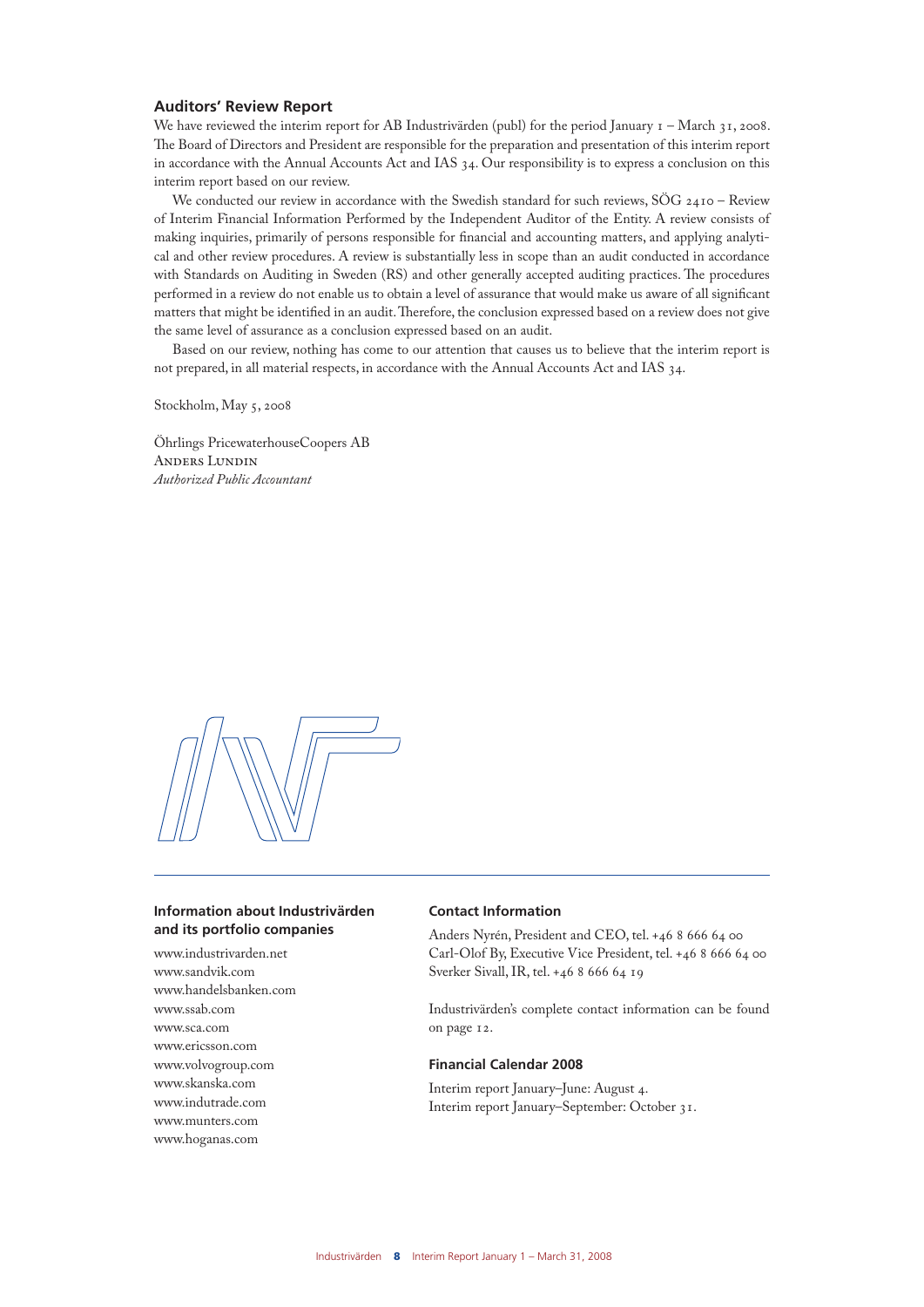## Auditors' Review Report

We have reviewed the interim report for AB Industrivärden (publ) for the period January 1 – March 31, 2008. The Board of Directors and President are responsible for the preparation and presentation of this interim report in accordance with the Annual Accounts Act and IAS 34. Our responsibility is to express a conclusion on this interim report based on our review.

We conducted our review in accordance with the Swedish standard for such reviews, SÖG 2410 – Review of Interim Financial Information Performed by the Independent Auditor of the Entity. A review consists of making inquiries, primarily of persons responsible for financial and accounting matters, and applying analytical and other review procedures. A review is substantially less in scope than an audit conducted in accordance with Standards on Auditing in Sweden (RS) and other generally accepted auditing practices. The procedures performed in a review do not enable us to obtain a level of assurance that would make us aware of all significant matters that might be identified in an audit. Therefore, the conclusion expressed based on a review does not give the same level of assurance as a conclusion expressed based on an audit.

Based on our review, nothing has come to our attention that causes us to believe that the interim report is not prepared, in all material respects, in accordance with the Annual Accounts Act and IAS 34.

Stockholm, May 5, 2008

Öhrlings PricewaterhouseCoopers AB
Anders Lundin
*Authorized Public Accountant*

### Information about Industrivärden and its portfolio companies

www.industrivarden.net
www.sandvik.com
www.handelsbanken.com
www.ssab.com
www.sca.com
www.ericsson.com
www.volvogroup.com
www.skanska.com
www.indutrade.com
www.munters.com
www.hoganas.com

### Contact Information

Anders Nyrén, President and CEO, tel. +46 8 666 64 00
Carl-Olof By, Executive Vice President, tel. +46 8 666 64 00
Sverker Sivall, IR, tel. +46 8 666 64 19

Industrivärden's complete contact information can be found on page 12.

### Financial Calendar 2008

Interim report January–June: August 4.
Interim report January–September: October 31.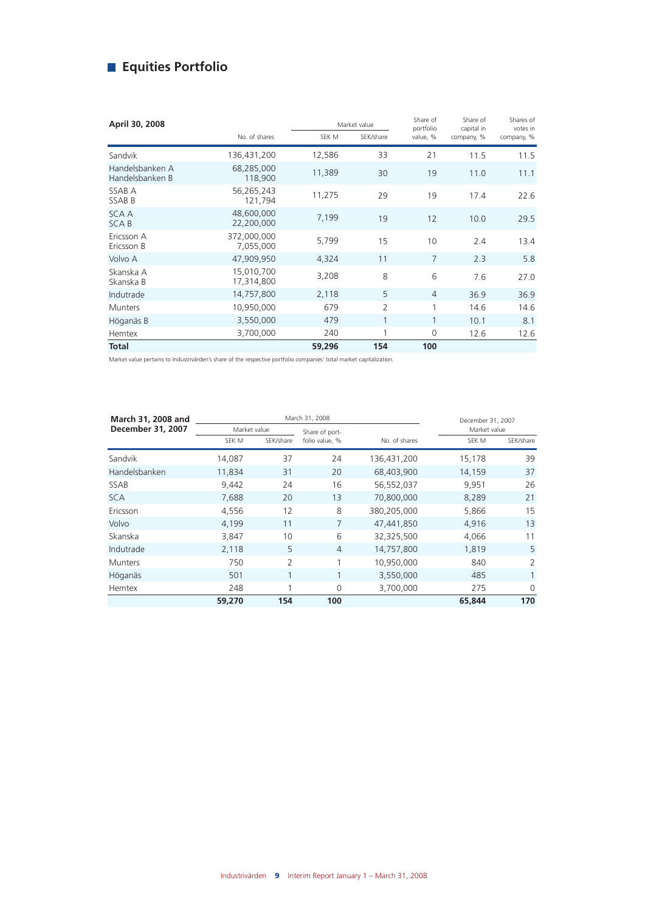## Equities Portfolio

| April 30, 2008 | No. of shares | Market value SEK M | Market value SEK/share | Share of portfolio value, % | Share of capital in company, % | Shares of votes in company, % |
|---|---|---|---|---|---|---|
| Sandvik | 136,431,200 | 12,586 | 33 | 21 | 11.5 | 11.5 |
| Handelsbanken A<br>Handelsbanken B | 68,285,000<br>118,900 | 11,389 | 30 | 19 | 11.0 | 11.1 |
| SSAB A<br>SSAB B | 56,265,243<br>121,794 | 11,275 | 29 | 19 | 17.4 | 22.6 |
| SCA A<br>SCA B | 48,600,000<br>22,200,000 | 7,199 | 19 | 12 | 10.0 | 29.5 |
| Ericsson A<br>Ericsson B | 372,000,000<br>7,055,000 | 5,799 | 15 | 10 | 2.4 | 13.4 |
| Volvo A | 47,909,950 | 4,324 | 11 | 7 | 2.3 | 5.8 |
| Skanska A<br>Skanska B | 15,010,700<br>17,314,800 | 3,208 | 8 | 6 | 7.6 | 27.0 |
| Indutrade | 14,757,800 | 2,118 | 5 | 4 | 36.9 | 36.9 |
| Munters | 10,950,000 | 679 | 2 | 1 | 14.6 | 14.6 |
| Höganäs B | 3,550,000 | 479 | 1 | 1 | 10.1 | 8.1 |
| Hemtex | 3,700,000 | 240 | 1 | 0 | 12.6 | 12.6 |
| **Total** | | **59,296** | **154** | **100** | | |

Market value pertains to Industrivärden's share of the respective portfolio companies' total market capitalization.

| March 31, 2008 and December 31, 2007 | March 31, 2008 | | | | December 31, 2007 | |
|---|---|---|---|---|---|---|
| | Market value SEK M | Market value SEK/share | Share of portfolio value, % | No. of shares | Market value SEK M | Market value SEK/share |
| Sandvik | 14,087 | 37 | 24 | 136,431,200 | 15,178 | 39 |
| Handelsbanken | 11,834 | 31 | 20 | 68,403,900 | 14,159 | 37 |
| SSAB | 9,442 | 24 | 16 | 56,552,037 | 9,951 | 26 |
| SCA | 7,688 | 20 | 13 | 70,800,000 | 8,289 | 21 |
| Ericsson | 4,556 | 12 | 8 | 380,205,000 | 5,866 | 15 |
| Volvo | 4,199 | 11 | 7 | 47,441,850 | 4,916 | 13 |
| Skanska | 3,847 | 10 | 6 | 32,325,500 | 4,066 | 11 |
| Indutrade | 2,118 | 5 | 4 | 14,757,800 | 1,819 | 5 |
| Munters | 750 | 2 | 1 | 10,950,000 | 840 | 2 |
| Höganäs | 501 | 1 | 1 | 3,550,000 | 485 | 1 |
| Hemtex | 248 | 1 | 0 | 3,700,000 | 275 | 0 |
| | **59,270** | **154** | **100** | | **65,844** | **170** |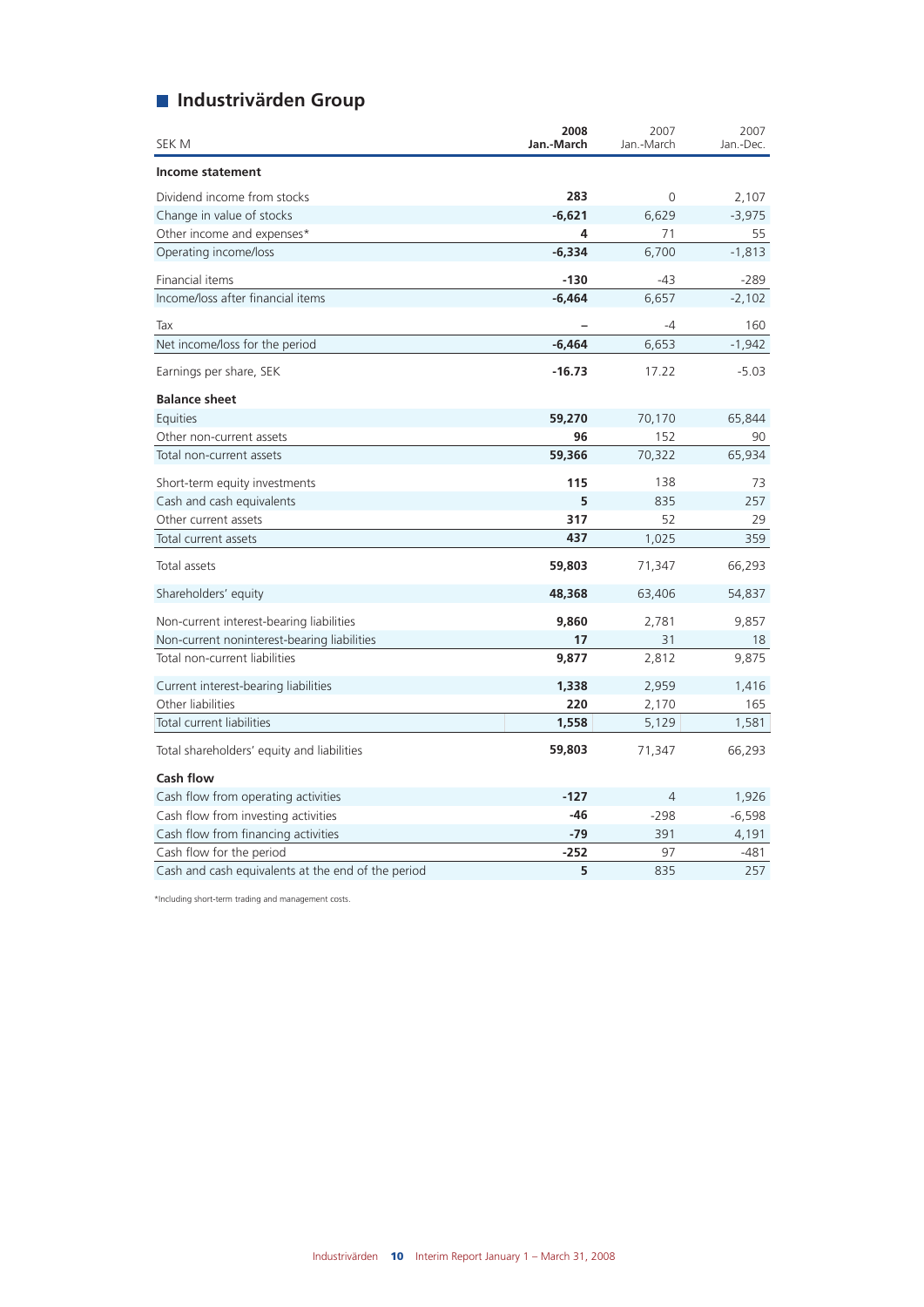## Industrivärden Group

| SEK M | 2008 Jan.-March | 2007 Jan.-March | 2007 Jan.-Dec. |
|---|---|---|---|
| **Income statement** | | | |
| Dividend income from stocks | **283** | 0 | 2,107 |
| Change in value of stocks | **-6,621** | 6,629 | -3,975 |
| Other income and expenses* | **4** | 71 | 55 |
| Operating income/loss | **-6,334** | 6,700 | -1,813 |
| Financial items | **-130** | -43 | -289 |
| Income/loss after financial items | **-6,464** | 6,657 | -2,102 |
| Tax | **–** | -4 | 160 |
| Net income/loss for the period | **-6,464** | 6,653 | -1,942 |
| Earnings per share, SEK | **-16.73** | 17.22 | -5.03 |
| **Balance sheet** | | | |
| Equities | **59,270** | 70,170 | 65,844 |
| Other non-current assets | **96** | 152 | 90 |
| Total non-current assets | **59,366** | 70,322 | 65,934 |
| Short-term equity investments | **115** | 138 | 73 |
| Cash and cash equivalents | **5** | 835 | 257 |
| Other current assets | **317** | 52 | 29 |
| Total current assets | **437** | 1,025 | 359 |
| Total assets | **59,803** | 71,347 | 66,293 |
| Shareholders' equity | **48,368** | 63,406 | 54,837 |
| Non-current interest-bearing liabilities | **9,860** | 2,781 | 9,857 |
| Non-current noninterest-bearing liabilities | **17** | 31 | 18 |
| Total non-current liabilities | **9,877** | 2,812 | 9,875 |
| Current interest-bearing liabilities | **1,338** | 2,959 | 1,416 |
| Other liabilities | **220** | 2,170 | 165 |
| Total current liabilities | **1,558** | 5,129 | 1,581 |
| Total shareholders' equity and liabilities | **59,803** | 71,347 | 66,293 |
| **Cash flow** | | | |
| Cash flow from operating activities | **-127** | 4 | 1,926 |
| Cash flow from investing activities | **-46** | -298 | -6,598 |
| Cash flow from financing activities | **-79** | 391 | 4,191 |
| Cash flow for the period | **-252** | 97 | -481 |
| Cash and cash equivalents at the end of the period | **5** | 835 | 257 |

*Including short-term trading and management costs.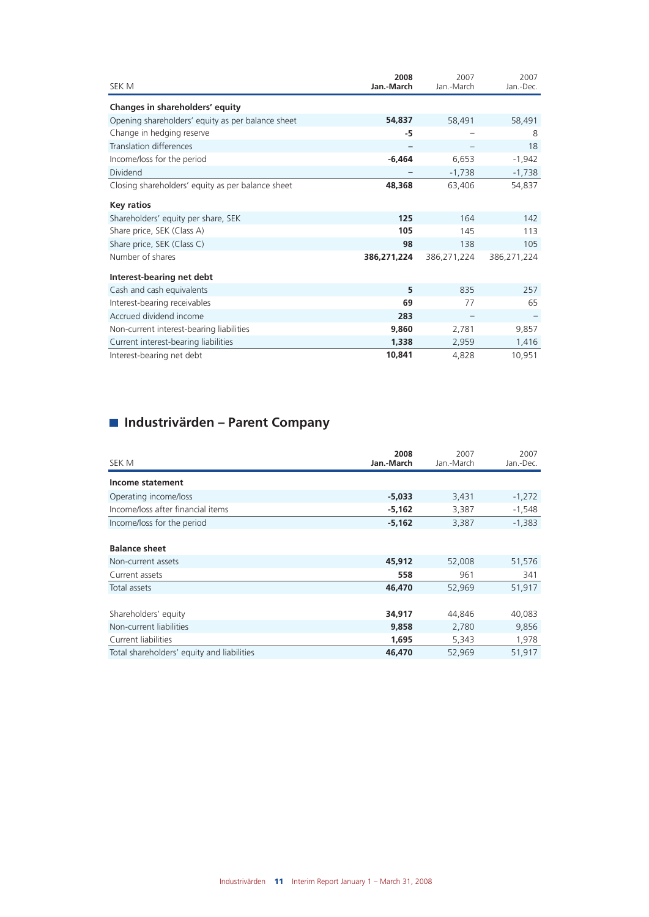| SEK M | 2008 Jan.-March | 2007 Jan.-March | 2007 Jan.-Dec. |
|---|---|---|---|
| **Changes in shareholders' equity** | | | |
| Opening shareholders' equity as per balance sheet | **54,837** | 58,491 | 58,491 |
| Change in hedging reserve | **-5** | – | 8 |
| Translation differences | **–** | – | 18 |
| Income/loss for the period | **-6,464** | 6,653 | -1,942 |
| Dividend | **–** | -1,738 | -1,738 |
| Closing shareholders' equity as per balance sheet | **48,368** | 63,406 | 54,837 |
| **Key ratios** | | | |
| Shareholders' equity per share, SEK | **125** | 164 | 142 |
| Share price, SEK (Class A) | **105** | 145 | 113 |
| Share price, SEK (Class C) | **98** | 138 | 105 |
| Number of shares | **386,271,224** | 386,271,224 | 386,271,224 |
| **Interest-bearing net debt** | | | |
| Cash and cash equivalents | **5** | 835 | 257 |
| Interest-bearing receivables | **69** | 77 | 65 |
| Accrued dividend income | **283** | – | – |
| Non-current interest-bearing liabilities | **9,860** | 2,781 | 9,857 |
| Current interest-bearing liabilities | **1,338** | 2,959 | 1,416 |
| Interest-bearing net debt | **10,841** | 4,828 | 10,951 |

## Industrivärden – Parent Company

| SEK M | 2008 Jan.-March | 2007 Jan.-March | 2007 Jan.-Dec. |
|---|---|---|---|
| **Income statement** | | | |
| Operating income/loss | **-5,033** | 3,431 | -1,272 |
| Income/loss after financial items | **-5,162** | 3,387 | -1,548 |
| Income/loss for the period | **-5,162** | 3,387 | -1,383 |
| **Balance sheet** | | | |
| Non-current assets | **45,912** | 52,008 | 51,576 |
| Current assets | **558** | 961 | 341 |
| Total assets | **46,470** | 52,969 | 51,917 |
| Shareholders' equity | **34,917** | 44,846 | 40,083 |
| Non-current liabilities | **9,858** | 2,780 | 9,856 |
| Current liabilities | **1,695** | 5,343 | 1,978 |
| Total shareholders' equity and liabilities | **46,470** | 52,969 | 51,917 |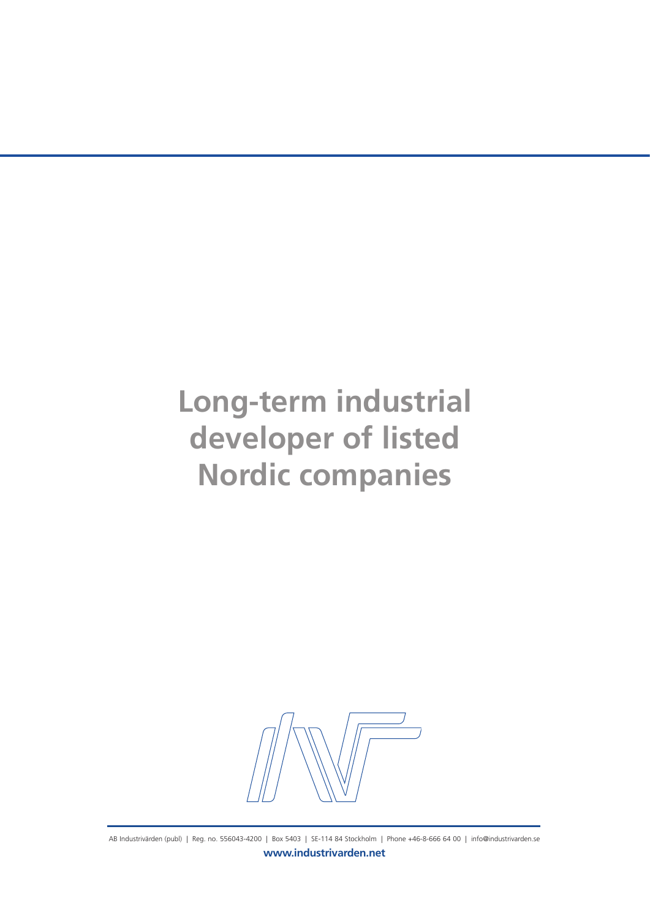# Long-term industrial developer of listed Nordic companies

AB Industrivärden (publ) | Reg. no. 556043-4200 | Box 5403 | SE-114 84 Stockholm | Phone +46-8-666 64 00 | info@industrivarden.se

**www.industrivarden.net**